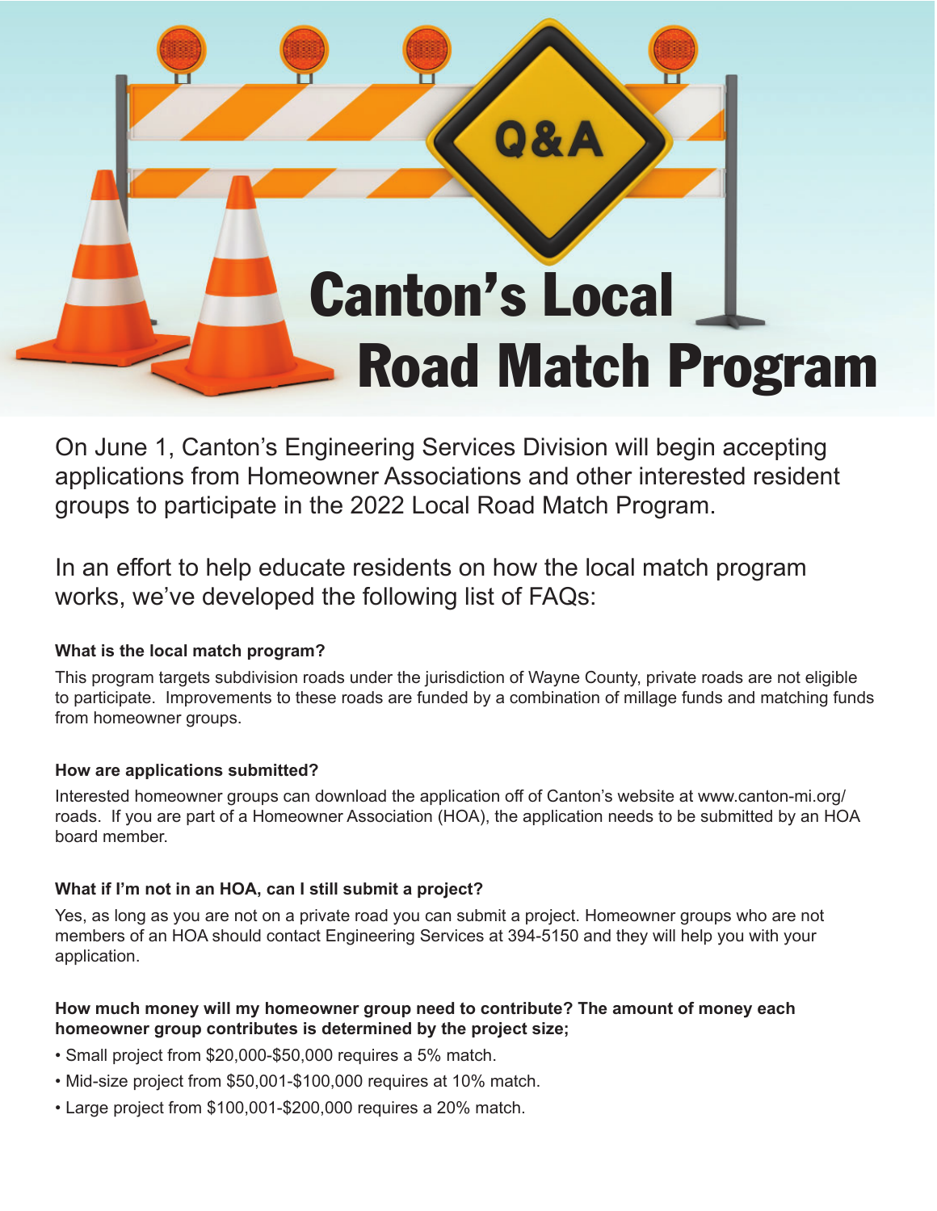# Canton's Local Road Match Program

On June 1, Canton's Engineering Services Division will begin accepting applications from Homeowner Associations and other interested resident groups to participate in the 2022 Local Road Match Program.

In an effort to help educate residents on how the local match program works, we've developed the following list of FAQs:

**What is the local match program?**

This program targets subdivision roads under the jurisdiction of Wayne County, private roads are not eligible to participate. Improvements to these roads are funded by a combination of millage funds and matching funds from homeowner groups.

**How are applications submitted?**

Interested homeowner groups can download the application off of Canton's website at www.canton-mi.org/roads. If you are part of a Homeowner Association (HOA), the application needs to be submitted by an HOA board member.

**What if I'm not in an HOA, can I still submit a project?**

Yes, as long as you are not on a private road you can submit a project. Homeowner groups who are not members of an HOA should contact Engineering Services at 394-5150 and they will help you with your application.

**How much money will my homeowner group need to contribute? The amount of money each homeowner group contributes is determined by the project size;**

- Small project from $20,000-$50,000 requires a 5% match.
- Mid-size project from $50,001-$100,000 requires at 10% match.
- Large project from $100,001-$200,000 requires a 20% match.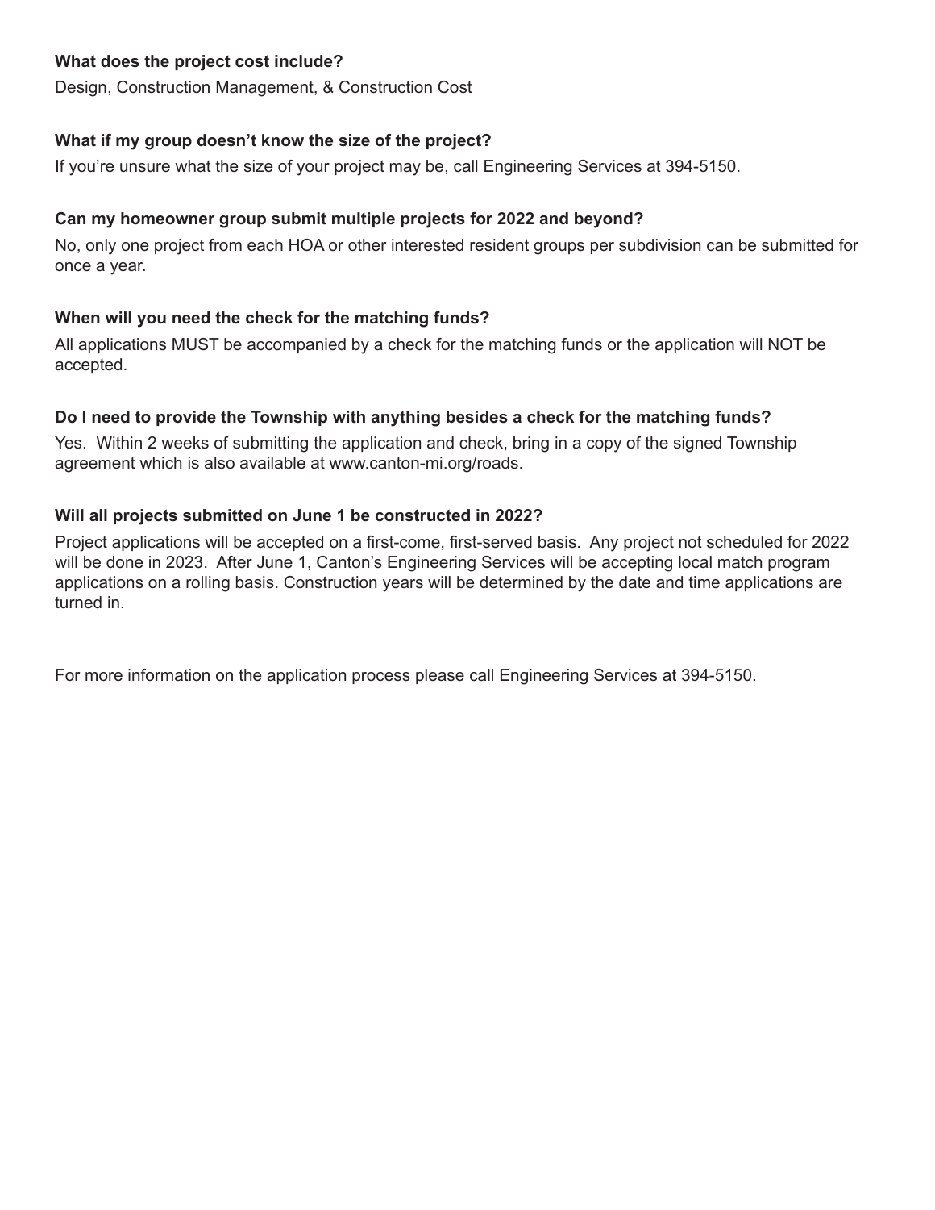**What does the project cost include?**

Design, Construction Management, & Construction Cost

**What if my group doesn't know the size of the project?**

If you're unsure what the size of your project may be, call Engineering Services at 394-5150.

**Can my homeowner group submit multiple projects for 2022 and beyond?**

No, only one project from each HOA or other interested resident groups per subdivision can be submitted for once a year.

**When will you need the check for the matching funds?**

All applications MUST be accompanied by a check for the matching funds or the application will NOT be accepted.

**Do I need to provide the Township with anything besides a check for the matching funds?**

Yes. Within 2 weeks of submitting the application and check, bring in a copy of the signed Township agreement which is also available at www.canton-mi.org/roads.

**Will all projects submitted on June 1 be constructed in 2022?**

Project applications will be accepted on a first-come, first-served basis. Any project not scheduled for 2022 will be done in 2023. After June 1, Canton's Engineering Services will be accepting local match program applications on a rolling basis. Construction years will be determined by the date and time applications are turned in.

For more information on the application process please call Engineering Services at 394-5150.